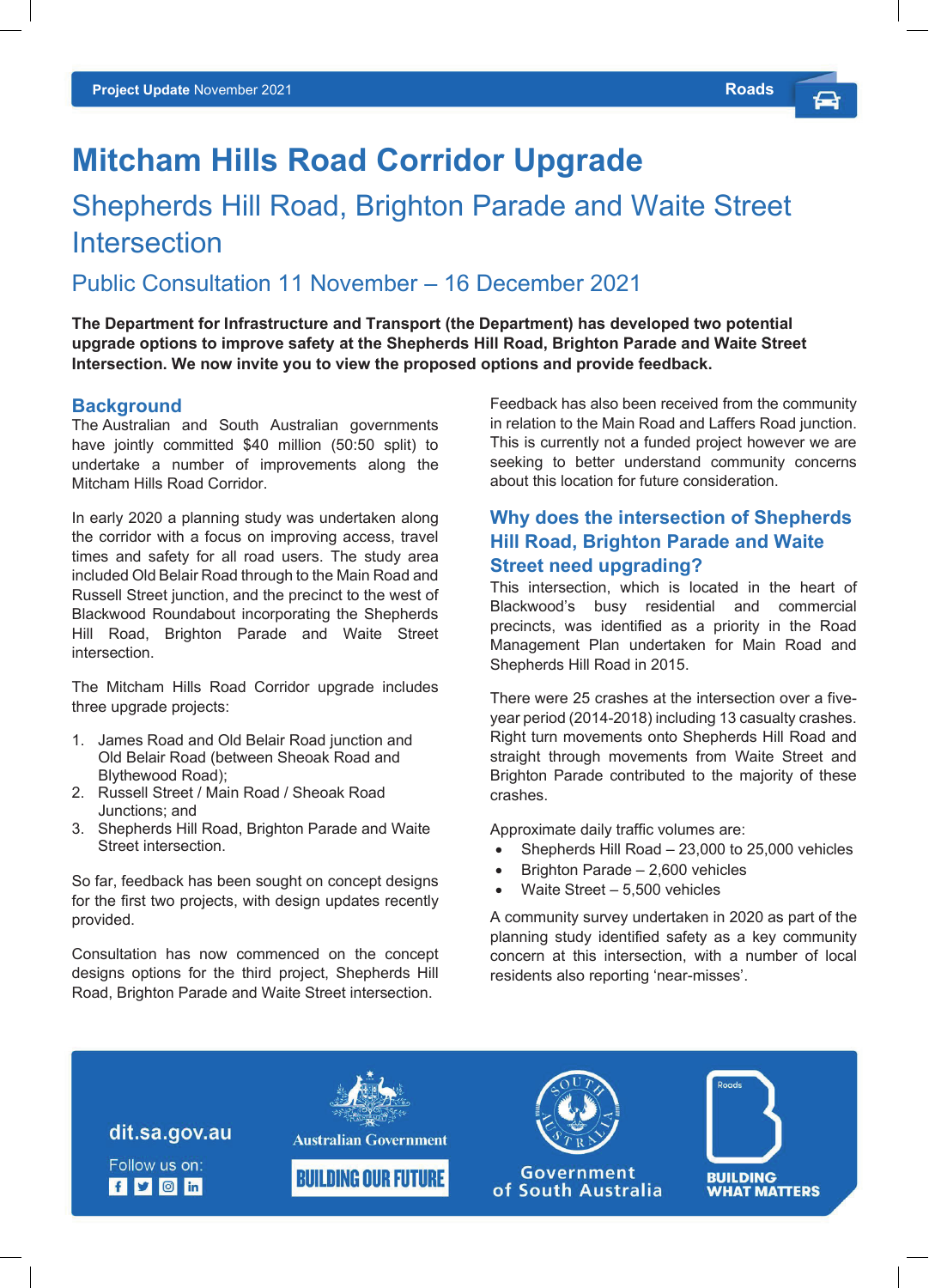# Mitcham Hills Road Corridor Upgrade

## Shepherds Hill Road, Brighton Parade and Waite Street Intersection

### Public Consultation 11 November – 16 December 2021

**The Department for Infrastructure and Transport (the Department) has developed two potential upgrade options to improve safety at the Shepherds Hill Road, Brighton Parade and Waite Street Intersection. We now invite you to view the proposed options and provide feedback.**

## Background

The Australian and South Australian governments have jointly committed $40 million (50:50 split) to undertake a number of improvements along the Mitcham Hills Road Corridor.

In early 2020 a planning study was undertaken along the corridor with a focus on improving access, travel times and safety for all road users. The study area included Old Belair Road through to the Main Road and Russell Street junction, and the precinct to the west of Blackwood Roundabout incorporating the Shepherds Hill Road, Brighton Parade and Waite Street intersection.

The Mitcham Hills Road Corridor upgrade includes three upgrade projects:

1. James Road and Old Belair Road junction and Old Belair Road (between Sheoak Road and Blythewood Road);
2. Russell Street / Main Road / Sheoak Road Junctions; and
3. Shepherds Hill Road, Brighton Parade and Waite Street intersection.

So far, feedback has been sought on concept designs for the first two projects, with design updates recently provided.

Consultation has now commenced on the concept designs options for the third project, Shepherds Hill Road, Brighton Parade and Waite Street intersection.

Feedback has also been received from the community in relation to the Main Road and Laffers Road junction. This is currently not a funded project however we are seeking to better understand community concerns about this location for future consideration.

## Why does the intersection of Shepherds Hill Road, Brighton Parade and Waite Street need upgrading?

This intersection, which is located in the heart of Blackwood's busy residential and commercial precincts, was identified as a priority in the Road Management Plan undertaken for Main Road and Shepherds Hill Road in 2015.

There were 25 crashes at the intersection over a five-year period (2014-2018) including 13 casualty crashes. Right turn movements onto Shepherds Hill Road and straight through movements from Waite Street and Brighton Parade contributed to the majority of these crashes.

Approximate daily traffic volumes are:

- Shepherds Hill Road – 23,000 to 25,000 vehicles
- Brighton Parade – 2,600 vehicles
- Waite Street – 5,500 vehicles

A community survey undertaken in 2020 as part of the planning study identified safety as a key community concern at this intersection, with a number of local residents also reporting 'near-misses'.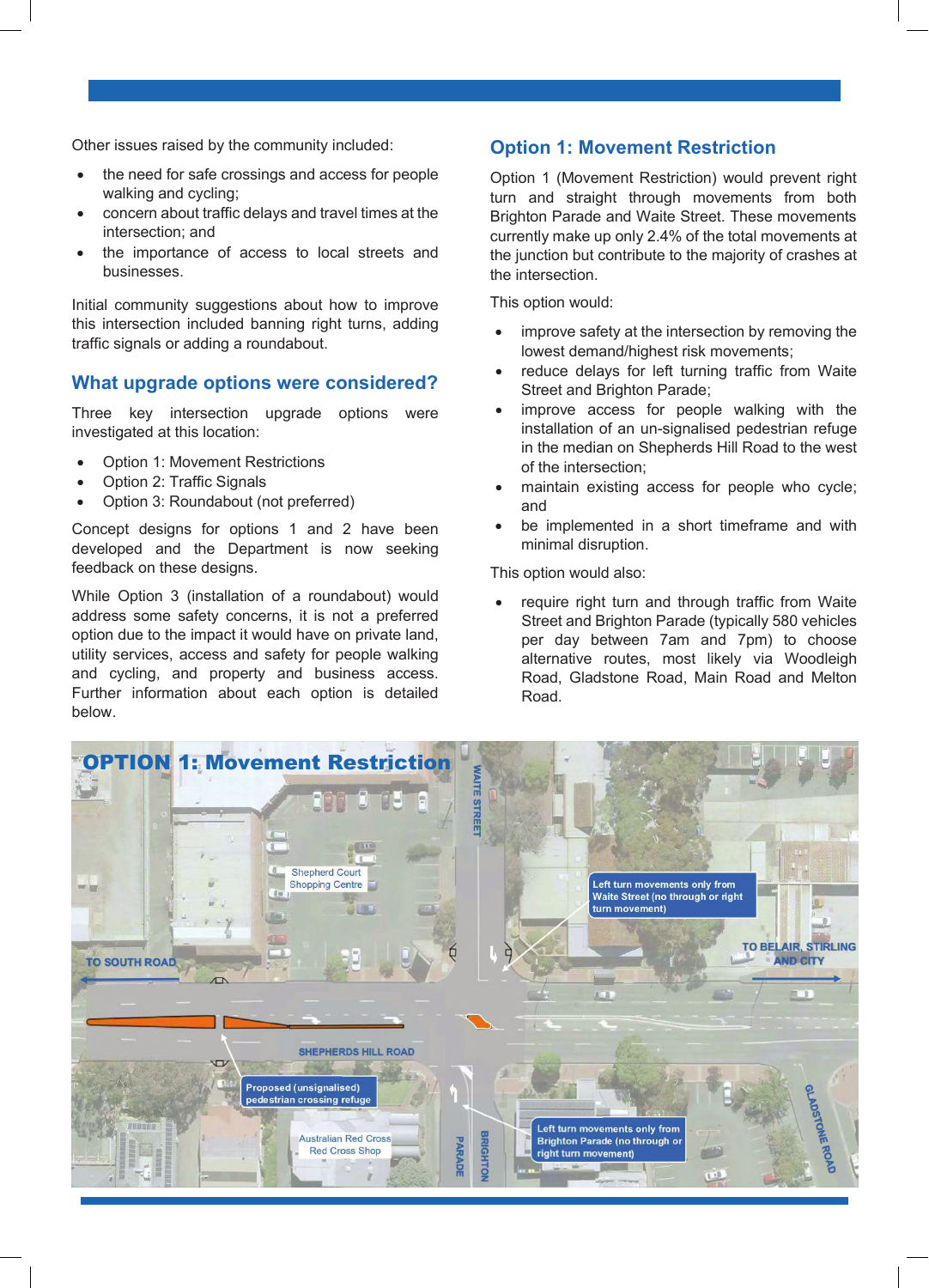Other issues raised by the community included:

- the need for safe crossings and access for people walking and cycling;
- concern about traffic delays and travel times at the intersection; and
- the importance of access to local streets and businesses.

Initial community suggestions about how to improve this intersection included banning right turns, adding traffic signals or adding a roundabout.

## What upgrade options were considered?

Three key intersection upgrade options were investigated at this location:

- Option 1: Movement Restrictions
- Option 2: Traffic Signals
- Option 3: Roundabout (not preferred)

Concept designs for options 1 and 2 have been developed and the Department is now seeking feedback on these designs.

While Option 3 (installation of a roundabout) would address some safety concerns, it is not a preferred option due to the impact it would have on private land, utility services, access and safety for people walking and cycling, and property and business access. Further information about each option is detailed below.

## Option 1: Movement Restriction

Option 1 (Movement Restriction) would prevent right turn and straight through movements from both Brighton Parade and Waite Street. These movements currently make up only 2.4% of the total movements at the junction but contribute to the majority of crashes at the intersection.

This option would:

- improve safety at the intersection by removing the lowest demand/highest risk movements;
- reduce delays for left turning traffic from Waite Street and Brighton Parade;
- improve access for people walking with the installation of an un-signalised pedestrian refuge in the median on Shepherds Hill Road to the west of the intersection;
- maintain existing access for people who cycle; and
- be implemented in a short timeframe and with minimal disruption.

This option would also:

- require right turn and through traffic from Waite Street and Brighton Parade (typically 580 vehicles per day between 7am and 7pm) to choose alternative routes, most likely via Woodleigh Road, Gladstone Road, Main Road and Melton Road.

**OPTION 1: Movement Restriction**

Shepherd Court Shopping Centre

WAITE STREET

Left turn movements only from Waite Street (no through or right turn movement)

TO SOUTH ROAD

TO BELAIR, STIRLING AND CITY

SHEPHERDS HILL ROAD

Proposed (unsignalised) pedestrian crossing refuge

Australian Red Cross Red Cross Shop

BRIGHTON PARADE

Left turn movements only from Brighton Parade (no through or right turn movement)

GLADSTONE ROAD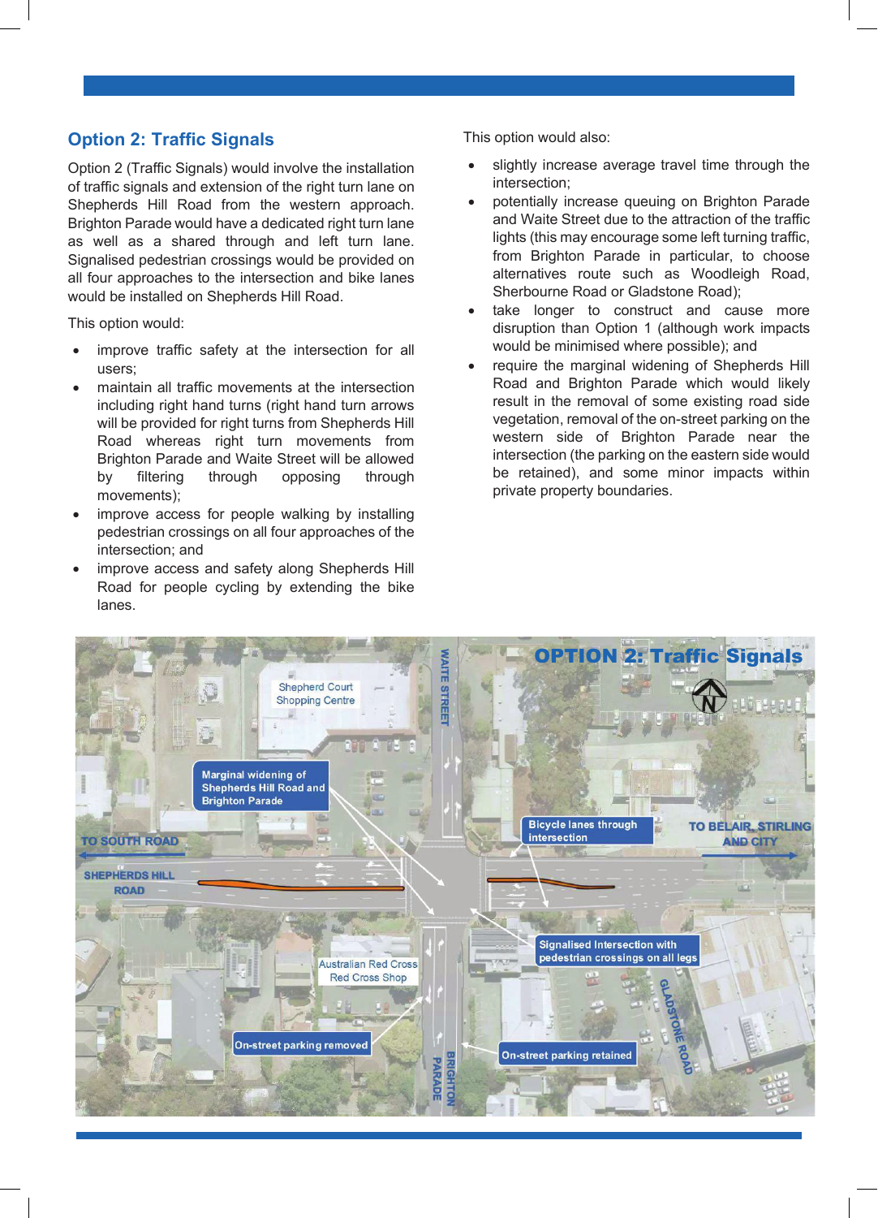## Option 2: Traffic Signals

Option 2 (Traffic Signals) would involve the installation of traffic signals and extension of the right turn lane on Shepherds Hill Road from the western approach. Brighton Parade would have a dedicated right turn lane as well as a shared through and left turn lane. Signalised pedestrian crossings would be provided on all four approaches to the intersection and bike lanes would be installed on Shepherds Hill Road.

This option would:

- improve traffic safety at the intersection for all users;
- maintain all traffic movements at the intersection including right hand turns (right hand turn arrows will be provided for right turns from Shepherds Hill Road whereas right turn movements from Brighton Parade and Waite Street will be allowed by filtering through opposing through movements);
- improve access for people walking by installing pedestrian crossings on all four approaches of the intersection; and
- improve access and safety along Shepherds Hill Road for people cycling by extending the bike lanes.

This option would also:

- slightly increase average travel time through the intersection;
- potentially increase queuing on Brighton Parade and Waite Street due to the attraction of the traffic lights (this may encourage some left turning traffic, from Brighton Parade in particular, to choose alternatives route such as Woodleigh Road, Sherbourne Road or Gladstone Road);
- take longer to construct and cause more disruption than Option 1 (although work impacts would be minimised where possible); and
- require the marginal widening of Shepherds Hill Road and Brighton Parade which would likely result in the removal of some existing road side vegetation, removal of the on-street parking on the western side of Brighton Parade near the intersection (the parking on the eastern side would be retained), and some minor impacts within private property boundaries.

**OPTION 2: Traffic Signals**

Shepherd Court Shopping Centre

WAITE STREET

Marginal widening of Shepherds Hill Road and Brighton Parade

Bicycle lanes through intersection

TO SOUTH ROAD

TO BELAIR, STIRLING AND CITY

SHEPHERDS HILL ROAD

Signalised Intersection with pedestrian crossings on all legs

Australian Red Cross Red Cross Shop

GLADSTONE ROAD

On-street parking removed

BRIGHTON PARADE

On-street parking retained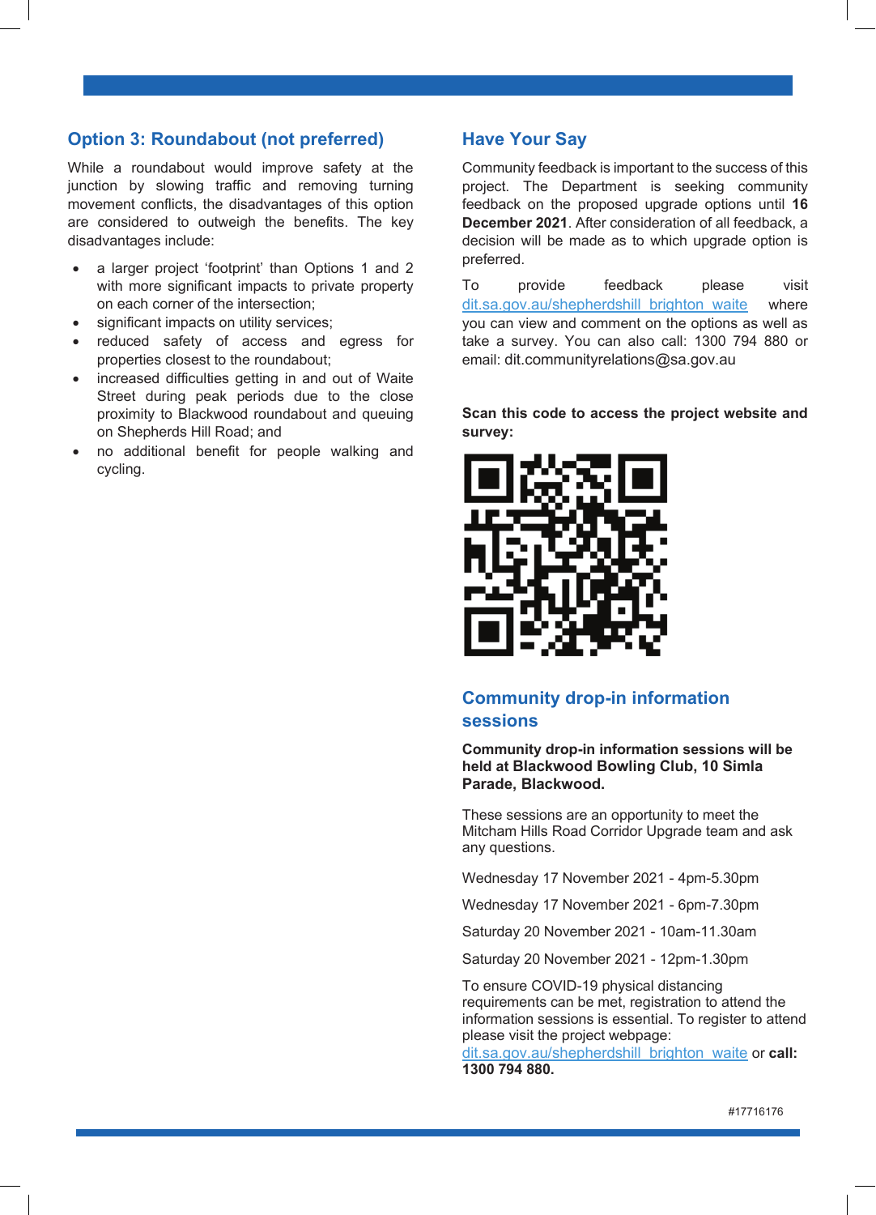## Option 3: Roundabout (not preferred)

While a roundabout would improve safety at the junction by slowing traffic and removing turning movement conflicts, the disadvantages of this option are considered to outweigh the benefits. The key disadvantages include:

- a larger project 'footprint' than Options 1 and 2 with more significant impacts to private property on each corner of the intersection;
- significant impacts on utility services;
- reduced safety of access and egress for properties closest to the roundabout;
- increased difficulties getting in and out of Waite Street during peak periods due to the close proximity to Blackwood roundabout and queuing on Shepherds Hill Road; and
- no additional benefit for people walking and cycling.

## Have Your Say

Community feedback is important to the success of this project. The Department is seeking community feedback on the proposed upgrade options until **16 December 2021**. After consideration of all feedback, a decision will be made as to which upgrade option is preferred.

To provide feedback please visit dit.sa.gov.au/shepherdshill_brighton_waite where you can view and comment on the options as well as take a survey. You can also call: 1300 794 880 or email: dit.communityrelations@sa.gov.au

**Scan this code to access the project website and survey:**

## Community drop-in information sessions

**Community drop-in information sessions will be held at Blackwood Bowling Club, 10 Simla Parade, Blackwood.**

These sessions are an opportunity to meet the Mitcham Hills Road Corridor Upgrade team and ask any questions.

Wednesday 17 November 2021 - 4pm-5.30pm

Wednesday 17 November 2021 - 6pm-7.30pm

Saturday 20 November 2021 - 10am-11.30am

Saturday 20 November 2021 - 12pm-1.30pm

To ensure COVID-19 physical distancing requirements can be met, registration to attend the information sessions is essential. To register to attend please visit the project webpage: dit.sa.gov.au/shepherdshill_brighton_waite or **call: 1300 794 880.**

#17716176